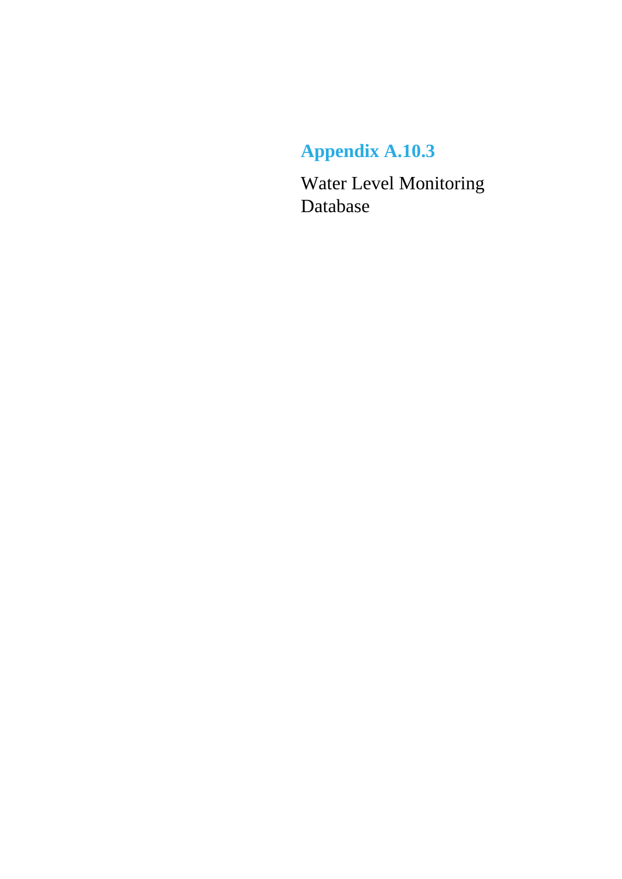# Appendix A.10.3

Water Level Monitoring Database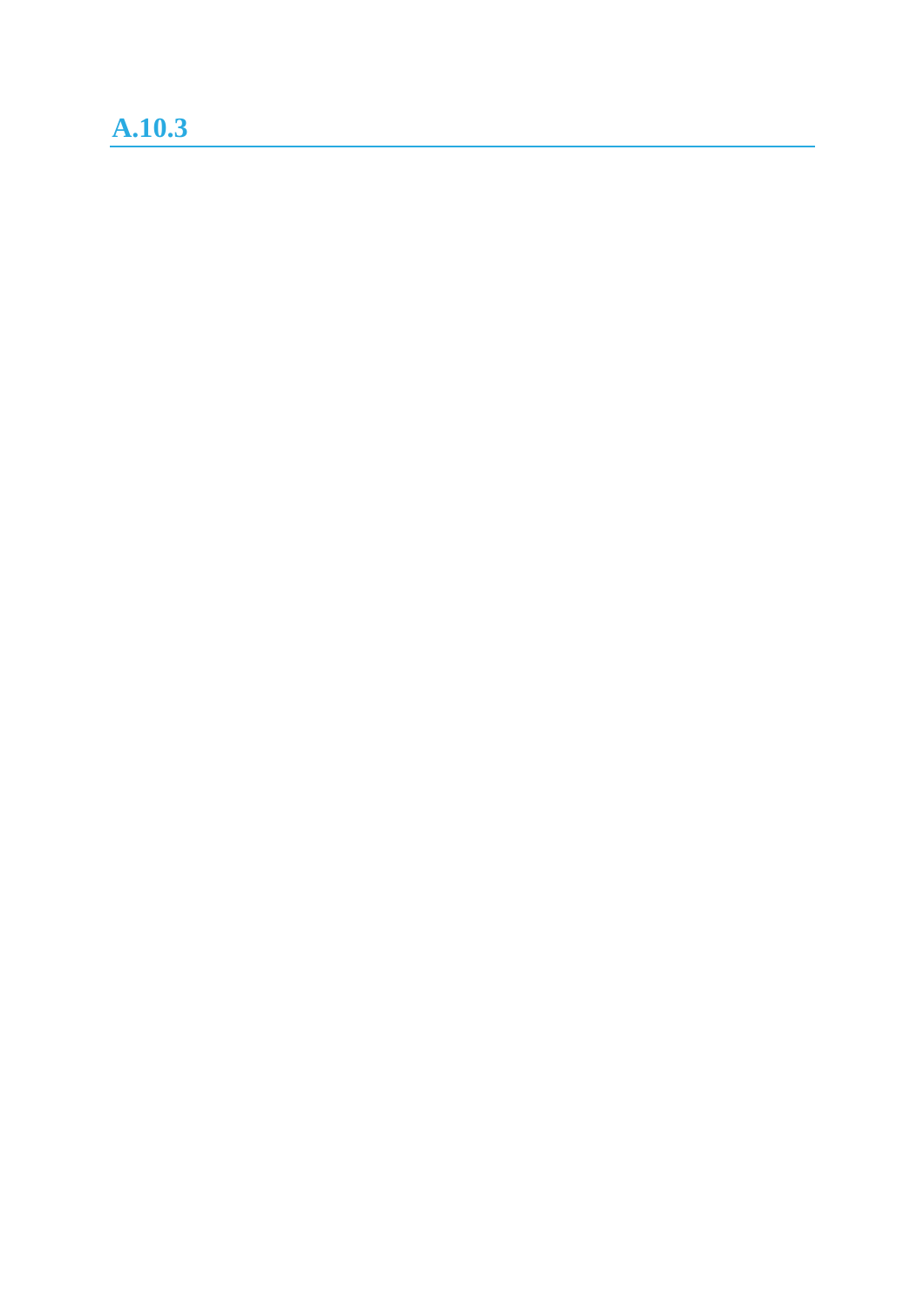## A.10.3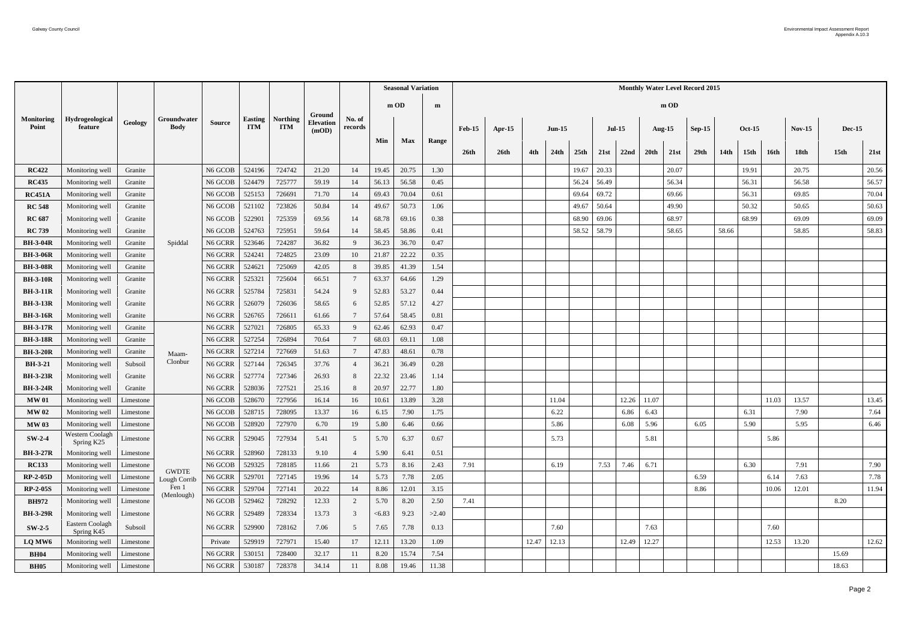| Monitoring Point | Hydrogeological feature | Geology | Groundwater Body | Source | Easting ITM | Northing ITM | Ground Elevation (mOD) | No. of records | Seasonal Variation | | | Monthly Water Level Record 2015 | | | | | | | | | | | | | | | | |
|---|---|---|---|---|---|---|---|---|---|---|---|---|---|---|---|---|---|---|---|---|---|---|---|---|---|---|---|---|
| | | | | | | | | | m OD | | m | m OD | | | | | | | | | | | | | | | | |
| | | | | | | | | | | | | Feb-15 | Apr-15 | Jun-15 | | | Jul-15 | | Aug-15 | | Sep-15 | Oct-15 | | | Nov-15 | Dec-15 | | |
| | | | | | | | | | Min | Max | Range | 26th | 26th | 4th | 24th | 25th | 21st | 22nd | 20th | 21st | 29th | 14th | 15th | 16th | 18th | 15th | 21st |
| RC422 | Monitoring well | Granite | Spiddal | N6 GCOB | 524196 | 724742 | 21.20 | 14 | 19.45 | 20.75 | 1.30 | | | | | 19.67 | 20.33 | | | 20.07 | | | 19.91 | | 20.75 | | 20.56 |
| RC435 | Monitoring well | Granite | Spiddal | N6 GCOB | 524479 | 725777 | 59.19 | 14 | 56.13 | 56.58 | 0.45 | | | | | 56.24 | 56.49 | | | 56.34 | | | 56.31 | | 56.58 | | 56.57 |
| RC451A | Monitoring well | Granite | Spiddal | N6 GCOB | 525153 | 726691 | 71.70 | 14 | 69.43 | 70.04 | 0.61 | | | | | 69.64 | 69.72 | | | 69.66 | | | 56.31 | | 69.85 | | 70.04 |
| RC 548 | Monitoring well | Granite | Spiddal | N6 GCOB | 521102 | 723826 | 50.84 | 14 | 49.67 | 50.73 | 1.06 | | | | | 49.67 | 50.64 | | | 49.90 | | | 50.32 | | 50.65 | | 50.63 |
| RC 687 | Monitoring well | Granite | Spiddal | N6 GCOB | 522901 | 725359 | 69.56 | 14 | 68.78 | 69.16 | 0.38 | | | | | 68.90 | 69.06 | | | 68.97 | | | 68.99 | | 69.09 | | 69.09 |
| RC 739 | Monitoring well | Granite | Spiddal | N6 GCOB | 524763 | 725951 | 59.64 | 14 | 58.45 | 58.86 | 0.41 | | | | | 58.52 | 58.79 | | | 58.65 | | 58.66 | | | 58.85 | | 58.83 |
| BH-3-04R | Monitoring well | Granite | Spiddal | N6 GCRR | 523646 | 724287 | 36.82 | 9 | 36.23 | 36.70 | 0.47 | | | | | | | | | | | | | | | | |
| BH-3-06R | Monitoring well | Granite | Spiddal | N6 GCRR | 524241 | 724825 | 23.09 | 10 | 21.87 | 22.22 | 0.35 | | | | | | | | | | | | | | | | |
| BH-3-08R | Monitoring well | Granite | Spiddal | N6 GCRR | 524621 | 725069 | 42.05 | 8 | 39.85 | 41.39 | 1.54 | | | | | | | | | | | | | | | | |
| BH-3-10R | Monitoring well | Granite | Spiddal | N6 GCRR | 525321 | 725604 | 66.51 | 7 | 63.37 | 64.66 | 1.29 | | | | | | | | | | | | | | | | |
| BH-3-11R | Monitoring well | Granite | Spiddal | N6 GCRR | 525784 | 725831 | 54.24 | 9 | 52.83 | 53.27 | 0.44 | | | | | | | | | | | | | | | | |
| BH-3-13R | Monitoring well | Granite | Spiddal | N6 GCRR | 526079 | 726036 | 58.65 | 6 | 52.85 | 57.12 | 4.27 | | | | | | | | | | | | | | | | |
| BH-3-16R | Monitoring well | Granite | Spiddal | N6 GCRR | 526765 | 726611 | 61.66 | 7 | 57.64 | 58.45 | 0.81 | | | | | | | | | | | | | | | | |
| BH-3-17R | Monitoring well | Granite | Maam-Clonbur | N6 GCRR | 527021 | 726805 | 65.33 | 9 | 62.46 | 62.93 | 0.47 | | | | | | | | | | | | | | | | |
| BH-3-18R | Monitoring well | Granite | Maam-Clonbur | N6 GCRR | 527254 | 726894 | 70.64 | 7 | 68.03 | 69.11 | 1.08 | | | | | | | | | | | | | | | | |
| BH-3-20R | Monitoring well | Granite | Maam-Clonbur | N6 GCRR | 527214 | 727669 | 51.63 | 7 | 47.83 | 48.61 | 0.78 | | | | | | | | | | | | | | | | |
| BH-3-21 | Monitoring well | Subsoil | Maam-Clonbur | N6 GCRR | 527144 | 726345 | 37.76 | 4 | 36.21 | 36.49 | 0.28 | | | | | | | | | | | | | | | | |
| BH-3-23R | Monitoring well | Granite | Maam-Clonbur | N6 GCRR | 527774 | 727346 | 26.93 | 8 | 22.32 | 23.46 | 1.14 | | | | | | | | | | | | | | | | |
| BH-3-24R | Monitoring well | Granite | Maam-Clonbur | N6 GCRR | 528036 | 727521 | 25.16 | 8 | 20.97 | 22.77 | 1.80 | | | | | | | | | | | | | | | | |
| MW 01 | Monitoring well | Limestone | GWDTE Lough Corrib Fen 1 (Menlough) | N6 GCOB | 528670 | 727956 | 16.14 | 16 | 10.61 | 13.89 | 3.28 | | | | 11.04 | | | 12.26 | 11.07 | | | | | 11.03 | 13.57 | | 13.45 |
| MW 02 | Monitoring well | Limestone | GWDTE Lough Corrib Fen 1 (Menlough) | N6 GCOB | 528715 | 728095 | 13.37 | 16 | 6.15 | 7.90 | 1.75 | | | | 6.22 | | | 6.86 | 6.43 | | | | 6.31 | | 7.90 | | 7.64 |
| MW 03 | Monitoring well | Limestone | GWDTE Lough Corrib Fen 1 (Menlough) | N6 GCOB | 528920 | 727970 | 6.70 | 19 | 5.80 | 6.46 | 0.66 | | | | 5.86 | | | 6.08 | 5.96 | | 6.05 | | 5.90 | | 5.95 | | 6.46 |
| SW-2-4 | Western Coolagh Spring K25 | Limestone | GWDTE Lough Corrib Fen 1 (Menlough) | N6 GCRR | 529045 | 727934 | 5.41 | 5 | 5.70 | 6.37 | 0.67 | | | | 5.73 | | | | 5.81 | | | | | 5.86 | | | |
| BH-3-27R | Monitoring well | Limestone | GWDTE Lough Corrib Fen 1 (Menlough) | N6 GCRR | 528960 | 728133 | 9.10 | 4 | 5.90 | 6.41 | 0.51 | | | | | | | | | | | | | | | | |
| RC133 | Monitoring well | Limestone | GWDTE Lough Corrib Fen 1 (Menlough) | N6 GCOB | 529325 | 728185 | 11.66 | 21 | 5.73 | 8.16 | 2.43 | 7.91 | | | 6.19 | | 7.53 | 7.46 | 6.71 | | | | 6.30 | | 7.91 | | 7.90 |
| RP-2-05D | Monitoring well | Limestone | GWDTE Lough Corrib Fen 1 (Menlough) | N6 GCRR | 529701 | 727145 | 19.96 | 14 | 5.73 | 7.78 | 2.05 | | | | | | | | | | 6.59 | | | 6.14 | 7.63 | | 7.78 |
| RP-2-05S | Monitoring well | Limestone | GWDTE Lough Corrib Fen 1 (Menlough) | N6 GCRR | 529704 | 727141 | 20.22 | 14 | 8.86 | 12.01 | 3.15 | | | | | | | | | | 8.86 | | | 10.06 | 12.01 | | 11.94 |
| BH972 | Monitoring well | Limestone | GWDTE Lough Corrib Fen 1 (Menlough) | N6 GCOB | 529462 | 728292 | 12.33 | 2 | 5.70 | 8.20 | 2.50 | 7.41 | | | | | | | | | | | | | | 8.20 | |
| BH-3-29R | Monitoring well | Limestone | GWDTE Lough Corrib Fen 1 (Menlough) | N6 GCRR | 529489 | 728334 | 13.73 | 3 | <6.83 | 9.23 | >2.40 | | | | | | | | | | | | | | | | |
| SW-2-5 | Eastern Coolagh Spring K45 | Subsoil | GWDTE Lough Corrib Fen 1 (Menlough) | N6 GCRR | 529900 | 728162 | 7.06 | 5 | 7.65 | 7.78 | 0.13 | | | | 7.60 | | | | 7.63 | | | | | 7.60 | | | |
| LQ MW6 | Monitoring well | Limestone | GWDTE Lough Corrib Fen 1 (Menlough) | Private | 529919 | 727971 | 15.40 | 17 | 12.11 | 13.20 | 1.09 | | | 12.47 | 12.13 | | | 12.49 | 12.27 | | | | | 12.53 | 13.20 | | 12.62 |
| BH04 | Monitoring well | Limestone | GWDTE Lough Corrib Fen 1 (Menlough) | N6 GCRR | 530151 | 728400 | 32.17 | 11 | 8.20 | 15.74 | 7.54 | | | | | | | | | | | | | | | 15.69 | |
| BH05 | Monitoring well | Limestone | GWDTE Lough Corrib Fen 1 (Menlough) | N6 GCRR | 530187 | 728378 | 34.14 | 11 | 8.08 | 19.46 | 11.38 | | | | | | | | | | | | | | | 18.63 | |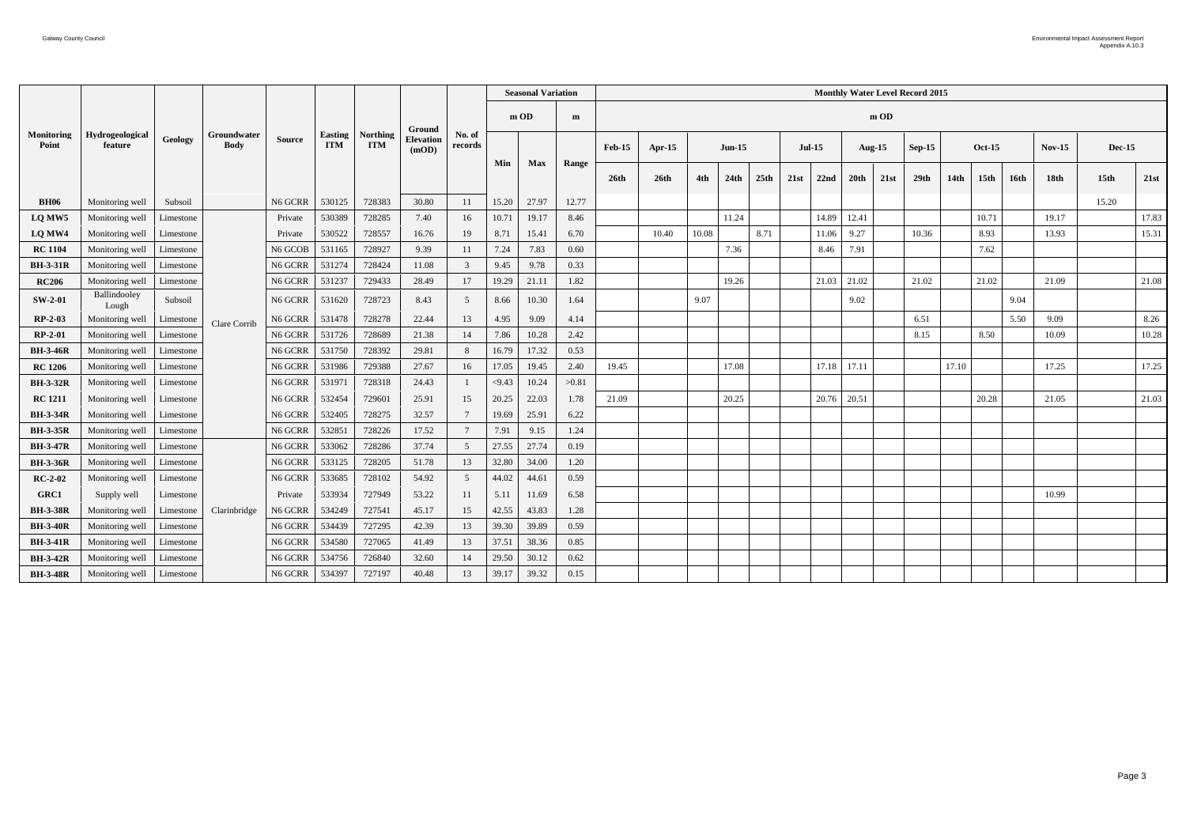| Monitoring Point | Hydrogeological feature | Geology | Groundwater Body | Source | Easting ITM | Northing ITM | Ground Elevation (mOD) | No. of records | Seasonal Variation | | | Monthly Water Level Record 2015 | | | | | | | | | | | | | | | |
|---|---|---|---|---|---|---|---|---|---|---|---|---|---|---|---|---|---|---|---|---|---|---|---|---|---|---|---|
| | | | | | | | | | m OD | | m | m OD | | | | | | | | | | | | | | | |
| | | | | | | | | | Min | Max | Range | Feb-15 | Apr-15 | Jun-15 | | | Jul-15 | | Aug-15 | | Sep-15 | Oct-15 | | | Nov-15 | Dec-15 | |
| | | | | | | | | | | | | 26th | 26th | 4th | 24th | 25th | 21st | 22nd | 20th | 21st | 29th | 14th | 15th | 16th | 18th | 15th | 21st |
| **BH06** | Monitoring well | Subsoil | | N6 GCRR | 530125 | 728383 | 30.80 | 11 | 15.20 | 27.97 | 12.77 | | | | | | | | | | | | | | | 15.20 | |
| **LQ MW5** | Monitoring well | Limestone | Clare Corrib | Private | 530389 | 728285 | 7.40 | 16 | 10.71 | 19.17 | 8.46 | | | | 11.24 | | | 14.89 | 12.41 | | | | 10.71 | | 19.17 | | 17.83 |
| **LQ MW4** | Monitoring well | Limestone | Clare Corrib | Private | 530522 | 728557 | 16.76 | 19 | 8.71 | 15.41 | 6.70 | | 10.40 | 10.08 | | 8.71 | | 11.06 | 9.27 | | 10.36 | | 8.93 | | 13.93 | | 15.31 |
| **RC 1104** | Monitoring well | Limestone | Clare Corrib | N6 GCOB | 531165 | 728927 | 9.39 | 11 | 7.24 | 7.83 | 0.60 | | | | 7.36 | | | 8.46 | 7.91 | | | | 7.62 | | | | |
| **BH-3-31R** | Monitoring well | Limestone | Clare Corrib | N6 GCRR | 531274 | 728424 | 11.08 | 3 | 9.45 | 9.78 | 0.33 | | | | | | | | | | | | | | | | |
| **RC206** | Monitoring well | Limestone | Clare Corrib | N6 GCRR | 531237 | 729433 | 28.49 | 17 | 19.29 | 21.11 | 1.82 | | | | 19.26 | | | 21.03 | 21.02 | | 21.02 | | 21.02 | | 21.09 | | 21.08 |
| **SW-2-01** | Ballindooley Lough | Subsoil | Clare Corrib | N6 GCRR | 531620 | 728723 | 8.43 | 5 | 8.66 | 10.30 | 1.64 | | | 9.07 | | | | | 9.02 | | | | | 9.04 | | | |
| **RP-2-03** | Monitoring well | Limestone | Clare Corrib | N6 GCRR | 531478 | 728278 | 22.44 | 13 | 4.95 | 9.09 | 4.14 | | | | | | | | | | 6.51 | | | 5.50 | 9.09 | | 8.26 |
| **RP-2-01** | Monitoring well | Limestone | Clare Corrib | N6 GCRR | 531726 | 728689 | 21.38 | 14 | 7.86 | 10.28 | 2.42 | | | | | | | | | | 8.15 | | 8.50 | | 10.09 | | 10.28 |
| **BH-3-46R** | Monitoring well | Limestone | Clare Corrib | N6 GCRR | 531750 | 728392 | 29.81 | 8 | 16.79 | 17.32 | 0.53 | | | | | | | | | | | | | | | | |
| **RC 1206** | Monitoring well | Limestone | Clare Corrib | N6 GCRR | 531986 | 729388 | 27.67 | 16 | 17.05 | 19.45 | 2.40 | 19.45 | | | 17.08 | | | 17.18 | 17.11 | | | 17.10 | | | 17.25 | | 17.25 |
| **BH-3-32R** | Monitoring well | Limestone | Clare Corrib | N6 GCRR | 531971 | 728318 | 24.43 | 1 | <9.43 | 10.24 | >0.81 | | | | | | | | | | | | | | | | |
| **RC 1211** | Monitoring well | Limestone | Clare Corrib | N6 GCRR | 532454 | 729601 | 25.91 | 15 | 20.25 | 22.03 | 1.78 | 21.09 | | | 20.25 | | | 20.76 | 20.51 | | | | 20.28 | | 21.05 | | 21.03 |
| **BH-3-34R** | Monitoring well | Limestone | Clare Corrib | N6 GCRR | 532405 | 728275 | 32.57 | 7 | 19.69 | 25.91 | 6.22 | | | | | | | | | | | | | | | | |
| **BH-3-35R** | Monitoring well | Limestone | Clare Corrib | N6 GCRR | 532851 | 728226 | 17.52 | 7 | 7.91 | 9.15 | 1.24 | | | | | | | | | | | | | | | | |
| **BH-3-47R** | Monitoring well | Limestone | Clarinbridge | N6 GCRR | 533062 | 728286 | 37.74 | 5 | 27.55 | 27.74 | 0.19 | | | | | | | | | | | | | | | | |
| **BH-3-36R** | Monitoring well | Limestone | Clarinbridge | N6 GCRR | 533125 | 728205 | 51.78 | 13 | 32.80 | 34.00 | 1.20 | | | | | | | | | | | | | | | | |
| **RC-2-02** | Monitoring well | Limestone | Clarinbridge | N6 GCRR | 533685 | 728102 | 54.92 | 5 | 44.02 | 44.61 | 0.59 | | | | | | | | | | | | | | | | |
| **GRC1** | Supply well | Limestone | Clarinbridge | Private | 533934 | 727949 | 53.22 | 11 | 5.11 | 11.69 | 6.58 | | | | | | | | | | | | | | 10.99 | | |
| **BH-3-38R** | Monitoring well | Limestone | Clarinbridge | N6 GCRR | 534249 | 727541 | 45.17 | 15 | 42.55 | 43.83 | 1.28 | | | | | | | | | | | | | | | | |
| **BH-3-40R** | Monitoring well | Limestone | Clarinbridge | N6 GCRR | 534439 | 727295 | 42.39 | 13 | 39.30 | 39.89 | 0.59 | | | | | | | | | | | | | | | | |
| **BH-3-41R** | Monitoring well | Limestone | Clarinbridge | N6 GCRR | 534580 | 727065 | 41.49 | 13 | 37.51 | 38.36 | 0.85 | | | | | | | | | | | | | | | | |
| **BH-3-42R** | Monitoring well | Limestone | Clarinbridge | N6 GCRR | 534756 | 726840 | 32.60 | 14 | 29.50 | 30.12 | 0.62 | | | | | | | | | | | | | | | | |
| **BH-3-48R** | Monitoring well | Limestone | Clarinbridge | N6 GCRR | 534397 | 727197 | 40.48 | 13 | 39.17 | 39.32 | 0.15 | | | | | | | | | | | | | | | | |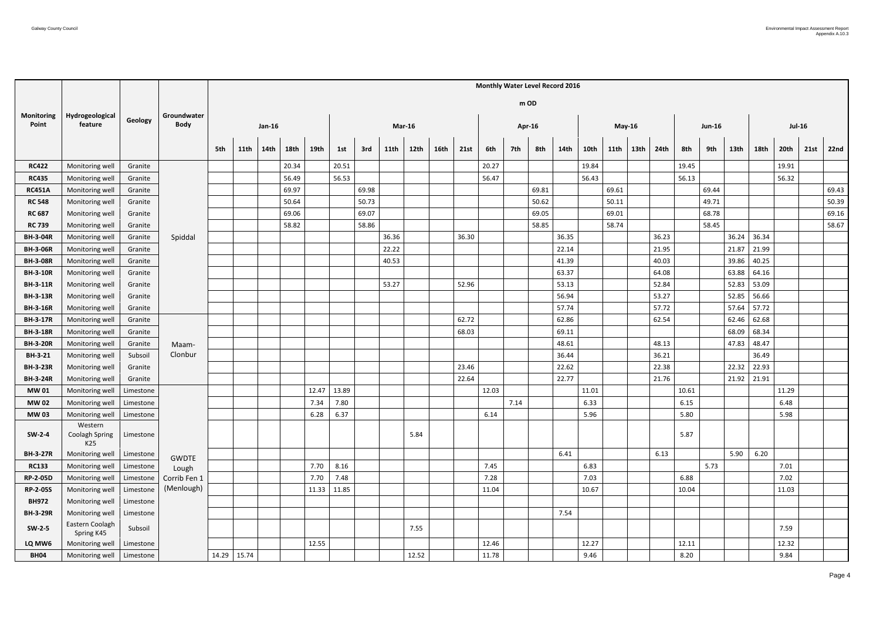| Monitoring Point | Hydrogeological feature | Geology | Groundwater Body | Monthly Water Level Record 2016 m OD | | | | | | | | | | | | | | | | | | | | | | | | | |
|---|---|---|---|---|---|---|---|---|---|---|---|---|---|---|---|---|---|---|---|---|---|---|---|---|---|---|---|---|---|
| | | | | Jan-16 | | | | | Mar-16 | | | | | | Apr-16 | | | | May-16 | | | | Jun-16 | | | | Jul-16 | | |
| | | | | 5th | 11th | 14th | 18th | 19th | 1st | 3rd | 11th | 12th | 16th | 21st | 6th | 7th | 8th | 14th | 10th | 11th | 13th | 24th | 8th | 9th | 13th | 18th | 20th | 21st | 22nd |
| **RC422** | Monitoring well | Granite | Spiddal | | | | 20.34 | | 20.51 | | | | | | 20.27 | | | | 19.84 | | | | 19.45 | | | | 19.91 | | |
| **RC435** | Monitoring well | Granite | Spiddal | | | | 56.49 | | 56.53 | | | | | | 56.47 | | | | 56.43 | | | | 56.13 | | | | 56.32 | | |
| **RC451A** | Monitoring well | Granite | Spiddal | | | | 69.97 | | | 69.98 | | | | | | | 69.81 | | | 69.61 | | | | 69.44 | | | | | 69.43 |
| **RC 548** | Monitoring well | Granite | Spiddal | | | | 50.64 | | | 50.73 | | | | | | | 50.62 | | | 50.11 | | | | 49.71 | | | | | 50.39 |
| **RC 687** | Monitoring well | Granite | Spiddal | | | | 69.06 | | | 69.07 | | | | | | | 69.05 | | | 69.01 | | | | 68.78 | | | | | 69.16 |
| **RC 739** | Monitoring well | Granite | Spiddal | | | | 58.82 | | | 58.86 | | | | | | | 58.85 | | | 58.74 | | | | 58.45 | | | | | 58.67 |
| **BH-3-04R** | Monitoring well | Granite | Spiddal | | | | | | | | 36.36 | | | 36.30 | | | | 36.35 | | | | 36.23 | | | 36.24 | 36.34 | | | |
| **BH-3-06R** | Monitoring well | Granite | Spiddal | | | | | | | | 22.22 | | | | | | | 22.14 | | | | 21.95 | | | 21.87 | 21.99 | | | |
| **BH-3-08R** | Monitoring well | Granite | Spiddal | | | | | | | | 40.53 | | | | | | | 41.39 | | | | 40.03 | | | 39.86 | 40.25 | | | |
| **BH-3-10R** | Monitoring well | Granite | Spiddal | | | | | | | | | | | | | | | 63.37 | | | | 64.08 | | | 63.88 | 64.16 | | | |
| **BH-3-11R** | Monitoring well | Granite | Spiddal | | | | | | | | 53.27 | | | 52.96 | | | | 53.13 | | | | 52.84 | | | 52.83 | 53.09 | | | |
| **BH-3-13R** | Monitoring well | Granite | Spiddal | | | | | | | | | | | | | | | 56.94 | | | | 53.27 | | | 52.85 | 56.66 | | | |
| **BH-3-16R** | Monitoring well | Granite | Spiddal | | | | | | | | | | | | | | | 57.74 | | | | 57.72 | | | 57.64 | 57.72 | | | |
| **BH-3-17R** | Monitoring well | Granite | Maam-Clonbur | | | | | | | | | | | 62.72 | | | | 62.86 | | | | 62.54 | | | 62.46 | 62.68 | | | |
| **BH-3-18R** | Monitoring well | Granite | Maam-Clonbur | | | | | | | | | | | 68.03 | | | | 69.11 | | | | | | | 68.09 | 68.34 | | | |
| **BH-3-20R** | Monitoring well | Granite | Maam-Clonbur | | | | | | | | | | | | | | | 48.61 | | | | 48.13 | | | 47.83 | 48.47 | | | |
| **BH-3-21** | Monitoring well | Subsoil | Maam-Clonbur | | | | | | | | | | | | | | | 36.44 | | | | 36.21 | | | | 36.49 | | | |
| **BH-3-23R** | Monitoring well | Granite | Maam-Clonbur | | | | | | | | | | | 23.46 | | | | 22.62 | | | | 22.38 | | | 22.32 | 22.93 | | | |
| **BH-3-24R** | Monitoring well | Granite | Maam-Clonbur | | | | | | | | | | | 22.64 | | | | 22.77 | | | | 21.76 | | | 21.92 | 21.91 | | | |
| **MW 01** | Monitoring well | Limestone | GWDTE Lough Corrib Fen 1 (Menlough) | | | | | 12.47 | 13.89 | | | | | | 12.03 | | | | 11.01 | | | | 10.61 | | | | 11.29 | | |
| **MW 02** | Monitoring well | Limestone | GWDTE Lough Corrib Fen 1 (Menlough) | | | | | 7.34 | 7.80 | | | | | | | 7.14 | | | 6.33 | | | | 6.15 | | | | 6.48 | | |
| **MW 03** | Monitoring well | Limestone | GWDTE Lough Corrib Fen 1 (Menlough) | | | | | 6.28 | 6.37 | | | | | | 6.14 | | | | 5.96 | | | | 5.80 | | | | 5.98 | | |
| **SW-2-4** | Western Coolagh Spring K25 | Limestone | GWDTE Lough Corrib Fen 1 (Menlough) | | | | | | | | | 5.84 | | | | | | | | | | | 5.87 | | | | | | |
| **BH-3-27R** | Monitoring well | Limestone | GWDTE Lough Corrib Fen 1 (Menlough) | | | | | | | | | | | | | | | 6.41 | | | | 6.13 | | | 5.90 | 6.20 | | | |
| **RC133** | Monitoring well | Limestone | GWDTE Lough Corrib Fen 1 (Menlough) | | | | | 7.70 | 8.16 | | | | | | 7.45 | | | | 6.83 | | | | | 5.73 | | | 7.01 | | |
| **RP-2-05D** | Monitoring well | Limestone | GWDTE Lough Corrib Fen 1 (Menlough) | | | | | 7.70 | 7.48 | | | | | | 7.28 | | | | 7.03 | | | | 6.88 | | | | 7.02 | | |
| **RP-2-05S** | Monitoring well | Limestone | GWDTE Lough Corrib Fen 1 (Menlough) | | | | | 11.33 | 11.85 | | | | | | 11.04 | | | | 10.67 | | | | 10.04 | | | | 11.03 | | |
| **BH972** | Monitoring well | Limestone | GWDTE Lough Corrib Fen 1 (Menlough) | | | | | | | | | | | | | | | | | | | | | | | | | | |
| **BH-3-29R** | Monitoring well | Limestone | GWDTE Lough Corrib Fen 1 (Menlough) | | | | | | | | | | | | | | | 7.54 | | | | | | | | | | | |
| **SW-2-5** | Eastern Coolagh Spring K45 | Subsoil | GWDTE Lough Corrib Fen 1 (Menlough) | | | | | | | | | 7.55 | | | | | | | | | | | | | | | 7.59 | | |
| **LQ MW6** | Monitoring well | Limestone | GWDTE Lough Corrib Fen 1 (Menlough) | | | | | 12.55 | | | | | | | 12.46 | | | | 12.27 | | | | 12.11 | | | | 12.32 | | |
| **BH04** | Monitoring well | Limestone | GWDTE Lough Corrib Fen 1 (Menlough) | 14.29 | 15.74 | | | | | | | 12.52 | | | 11.78 | | | | 9.46 | | | | 8.20 | | | | 9.84 | | |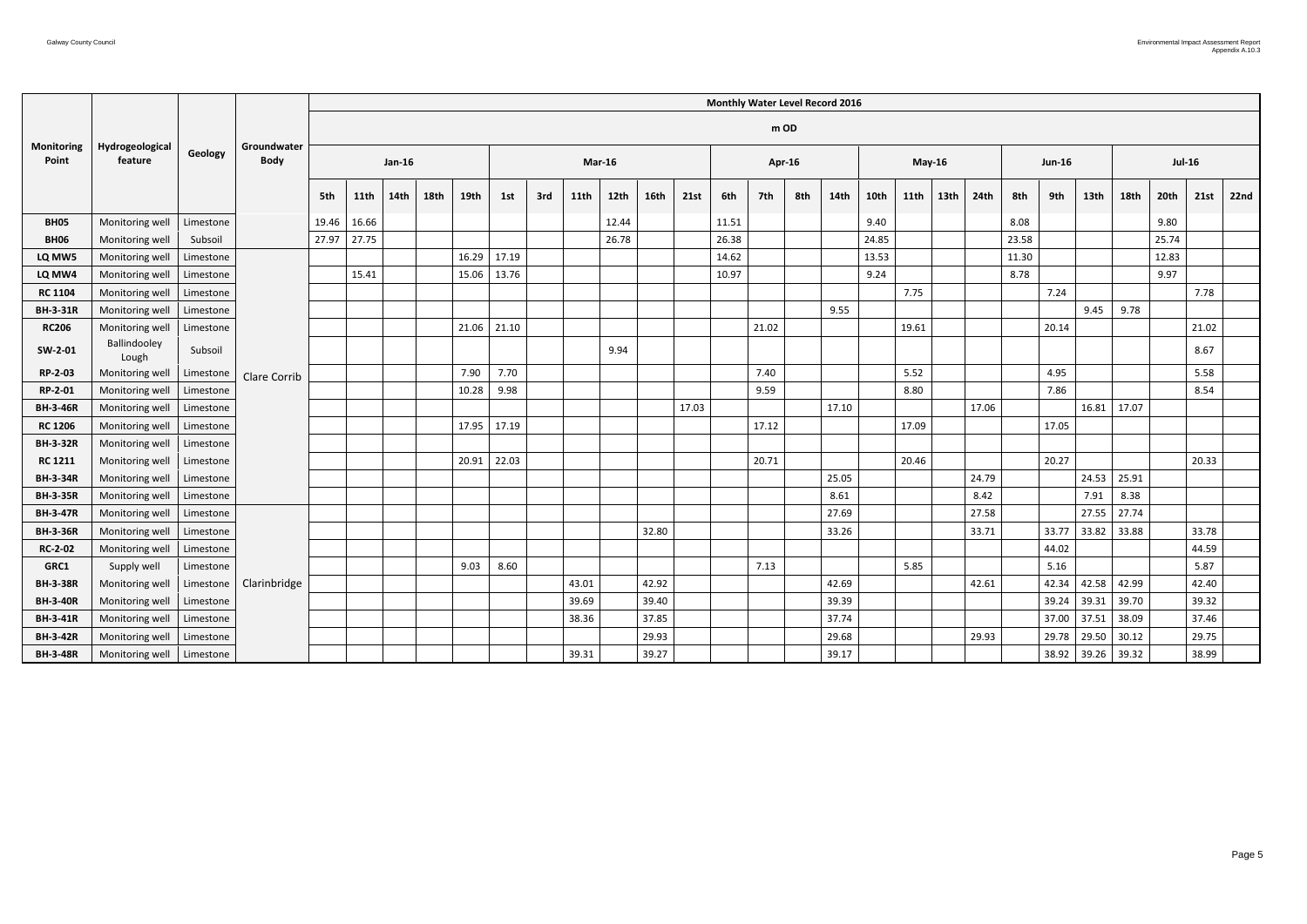| Monitoring Point | Hydrogeological feature | Geology | Groundwater Body | Monthly Water Level Record 2016 | | | | | | | | | | | | | | | | | | | | | | | | | |
|---|---|---|---|---|---|---|---|---|---|---|---|---|---|---|---|---|---|---|---|---|---|---|---|---|---|---|---|---|---|
| | | | | m OD | | | | | | | | | | | | | | | | | | | | | | | | | |
| | | | | Jan-16 | | | | | Mar-16 | | | | | | Apr-16 | | | | May-16 | | | | Jun-16 | | | Jul-16 | | | |
| | | | | 5th | 11th | 14th | 18th | 19th | 1st | 3rd | 11th | 12th | 16th | 21st | 6th | 7th | 8th | 14th | 10th | 11th | 13th | 24th | 8th | 9th | 13th | 18th | 20th | 21st | 22nd |
| **BH05** | Monitoring well | Limestone | | 19.46 | 16.66 | | | | | | | 12.44 | | | 11.51 | | | | 9.40 | | | | 8.08 | | | | 9.80 | | |
| **BH06** | Monitoring well | Subsoil | | 27.97 | 27.75 | | | | | | | 26.78 | | | 26.38 | | | | 24.85 | | | | 23.58 | | | | 25.74 | | |
| **LQ MW5** | Monitoring well | Limestone | Clare Corrib | | | | | 16.29 | 17.19 | | | | | | 14.62 | | | | 13.53 | | | | 11.30 | | | | 12.83 | | |
| **LQ MW4** | Monitoring well | Limestone | Clare Corrib | | 15.41 | | | 15.06 | 13.76 | | | | | | 10.97 | | | | 9.24 | | | | 8.78 | | | | 9.97 | | |
| **RC 1104** | Monitoring well | Limestone | Clare Corrib | | | | | | | | | | | | | | | | | 7.75 | | | | 7.24 | | | | 7.78 | |
| **BH-3-31R** | Monitoring well | Limestone | Clare Corrib | | | | | | | | | | | | | | | 9.55 | | | | | | | 9.45 | 9.78 | | | |
| **RC206** | Monitoring well | Limestone | Clare Corrib | | | | | 21.06 | 21.10 | | | | | | | 21.02 | | | | 19.61 | | | | 20.14 | | | | 21.02 | |
| **SW-2-01** | Ballindooley Lough | Subsoil | Clare Corrib | | | | | | | | | 9.94 | | | | | | | | | | | | | | | | 8.67 | |
| **RP-2-03** | Monitoring well | Limestone | Clare Corrib | | | | | 7.90 | 7.70 | | | | | | | 7.40 | | | | 5.52 | | | | 4.95 | | | | 5.58 | |
| **RP-2-01** | Monitoring well | Limestone | Clare Corrib | | | | | 10.28 | 9.98 | | | | | | | 9.59 | | | | 8.80 | | | | 7.86 | | | | 8.54 | |
| **BH-3-46R** | Monitoring well | Limestone | Clare Corrib | | | | | | | | | | | 17.03 | | | | 17.10 | | | | 17.06 | | | 16.81 | 17.07 | | | |
| **RC 1206** | Monitoring well | Limestone | Clare Corrib | | | | | 17.95 | 17.19 | | | | | | | 17.12 | | | | 17.09 | | | | 17.05 | | | | | |
| **BH-3-32R** | Monitoring well | Limestone | Clare Corrib | | | | | | | | | | | | | | | | | | | | | | | | | | |
| **RC 1211** | Monitoring well | Limestone | Clare Corrib | | | | | 20.91 | 22.03 | | | | | | | 20.71 | | | | 20.46 | | | | 20.27 | | | | 20.33 | |
| **BH-3-34R** | Monitoring well | Limestone | Clare Corrib | | | | | | | | | | | | | | | 25.05 | | | | 24.79 | | | 24.53 | 25.91 | | | |
| **BH-3-35R** | Monitoring well | Limestone | Clare Corrib | | | | | | | | | | | | | | | 8.61 | | | | 8.42 | | | 7.91 | 8.38 | | | |
| **BH-3-47R** | Monitoring well | Limestone | Clarinbridge | | | | | | | | | | | | | | | 27.69 | | | | 27.58 | | | 27.55 | 27.74 | | | |
| **BH-3-36R** | Monitoring well | Limestone | Clarinbridge | | | | | | | | | | 32.80 | | | | | 33.26 | | | | 33.71 | | 33.77 | 33.82 | 33.88 | | 33.78 | |
| **RC-2-02** | Monitoring well | Limestone | Clarinbridge | | | | | | | | | | | | | | | | | | | | | 44.02 | | | | 44.59 | |
| **GRC1** | Supply well | Limestone | Clarinbridge | | | | | 9.03 | 8.60 | | | | | | | 7.13 | | | | 5.85 | | | | 5.16 | | | | 5.87 | |
| **BH-3-38R** | Monitoring well | Limestone | Clarinbridge | | | | | | | | 43.01 | | 42.92 | | | | | 42.69 | | | | 42.61 | | 42.34 | 42.58 | 42.99 | | 42.40 | |
| **BH-3-40R** | Monitoring well | Limestone | Clarinbridge | | | | | | | | 39.69 | | 39.40 | | | | | 39.39 | | | | | | 39.24 | 39.31 | 39.70 | | 39.32 | |
| **BH-3-41R** | Monitoring well | Limestone | Clarinbridge | | | | | | | | 38.36 | | 37.85 | | | | | 37.74 | | | | | | 37.00 | 37.51 | 38.09 | | 37.46 | |
| **BH-3-42R** | Monitoring well | Limestone | Clarinbridge | | | | | | | | | | 29.93 | | | | | 29.68 | | | | 29.93 | | 29.78 | 29.50 | 30.12 | | 29.75 | |
| **BH-3-48R** | Monitoring well | Limestone | Clarinbridge | | | | | | | | 39.31 | | 39.27 | | | | | 39.17 | | | | | | 38.92 | 39.26 | 39.32 | | 38.99 | |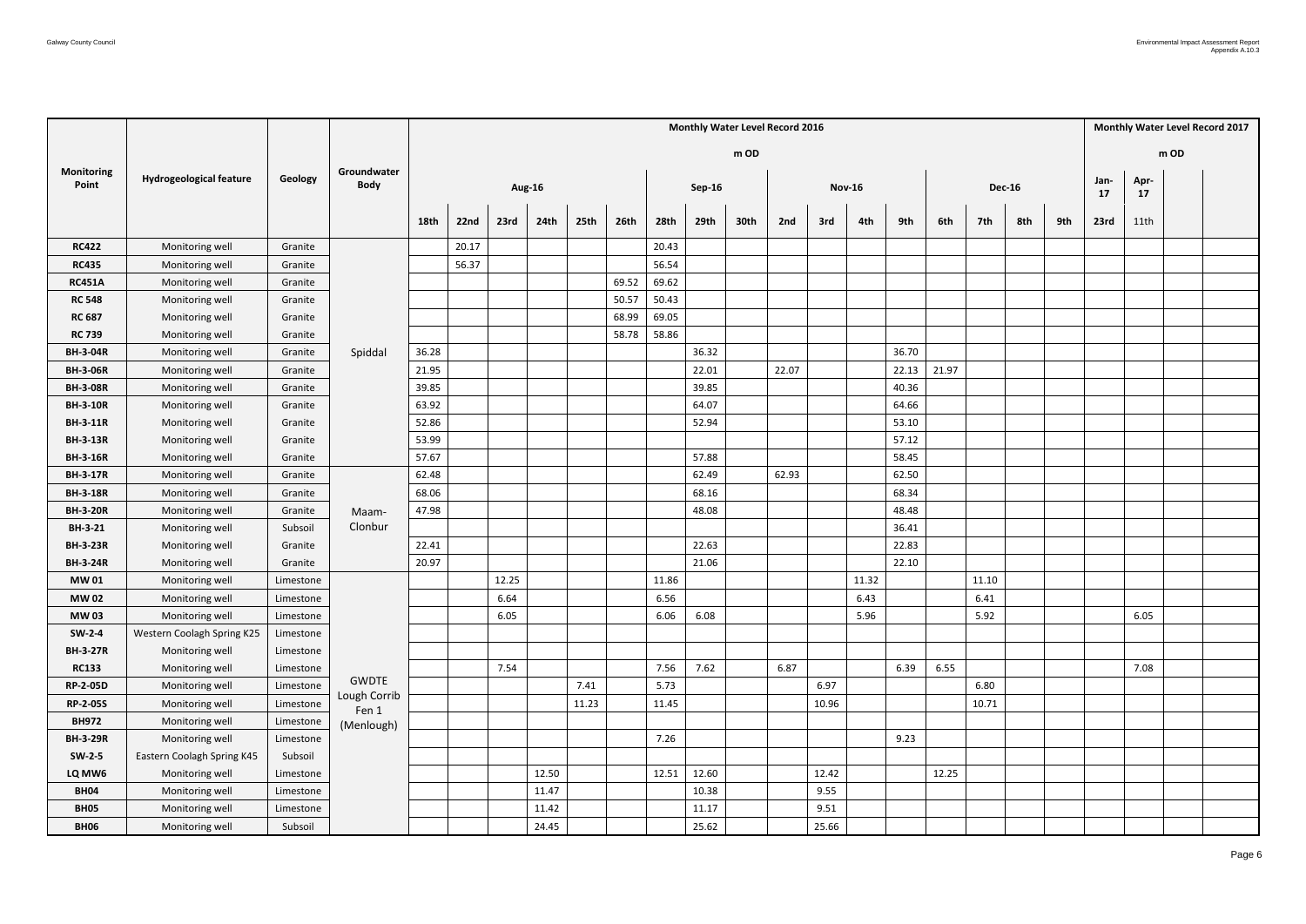| Monitoring Point | Hydrogeological feature | Geology | Groundwater Body | Monthly Water Level Record 2016 m OD | | | | | | | | | | | | | | | | | Monthly Water Level Record 2017 m OD | | | |
|---|---|---|---|---|---|---|---|---|---|---|---|---|---|---|---|---|---|---|---|---|---|---|---|---|
| | | | | Aug-16 | | | | | | Sep-16 | | | Nov-16 | | | | Dec-16 | | | | Jan-17 | Apr-17 | | |
| | | | | 18th | 22nd | 23rd | 24th | 25th | 26th | 28th | 29th | 30th | 2nd | 3rd | 4th | 9th | 6th | 7th | 8th | 9th | 23rd | 11th | | |
| RC422 | Monitoring well | Granite | Spiddal | | 20.17 | | | | | 20.43 | | | | | | | | | | | | | | |
| RC435 | Monitoring well | Granite | | | 56.37 | | | | | 56.54 | | | | | | | | | | | | | | |
| RC451A | Monitoring well | Granite | | | | | | | 69.52 | 69.62 | | | | | | | | | | | | | | |
| RC 548 | Monitoring well | Granite | | | | | | | 50.57 | 50.43 | | | | | | | | | | | | | | |
| RC 687 | Monitoring well | Granite | | | | | | | 68.99 | 69.05 | | | | | | | | | | | | | | |
| RC 739 | Monitoring well | Granite | | | | | | | 58.78 | 58.86 | | | | | | | | | | | | | | |
| BH-3-04R | Monitoring well | Granite | | 36.28 | | | | | | | 36.32 | | | | | 36.70 | | | | | | | | |
| BH-3-06R | Monitoring well | Granite | | 21.95 | | | | | | | 22.01 | | 22.07 | | | 22.13 | 21.97 | | | | | | | |
| BH-3-08R | Monitoring well | Granite | | 39.85 | | | | | | | 39.85 | | | | | 40.36 | | | | | | | | |
| BH-3-10R | Monitoring well | Granite | | 63.92 | | | | | | | 64.07 | | | | | 64.66 | | | | | | | | |
| BH-3-11R | Monitoring well | Granite | | 52.86 | | | | | | | 52.94 | | | | | 53.10 | | | | | | | | |
| BH-3-13R | Monitoring well | Granite | | 53.99 | | | | | | | | | | | | 57.12 | | | | | | | | |
| BH-3-16R | Monitoring well | Granite | | 57.67 | | | | | | | 57.88 | | | | | 58.45 | | | | | | | | |
| BH-3-17R | Monitoring well | Granite | Maam-Clonbur | 62.48 | | | | | | | 62.49 | | 62.93 | | | 62.50 | | | | | | | | |
| BH-3-18R | Monitoring well | Granite | | 68.06 | | | | | | | 68.16 | | | | | 68.34 | | | | | | | | |
| BH-3-20R | Monitoring well | Granite | | 47.98 | | | | | | | 48.08 | | | | | 48.48 | | | | | | | | |
| BH-3-21 | Monitoring well | Subsoil | | | | | | | | | | | | | | 36.41 | | | | | | | | |
| BH-3-23R | Monitoring well | Granite | | 22.41 | | | | | | | 22.63 | | | | | 22.83 | | | | | | | | |
| BH-3-24R | Monitoring well | Granite | | 20.97 | | | | | | | 21.06 | | | | | 22.10 | | | | | | | | |
| MW 01 | Monitoring well | Limestone | GWDTE Lough Corrib Fen 1 (Menlough) | | | 12.25 | | | | 11.86 | | | | | 11.32 | | | 11.10 | | | | | | |
| MW 02 | Monitoring well | Limestone | | | | 6.64 | | | | 6.56 | | | | | 6.43 | | | 6.41 | | | | | | |
| MW 03 | Monitoring well | Limestone | | | | 6.05 | | | | 6.06 | 6.08 | | | | 5.96 | | | 5.92 | | | | 6.05 | | |
| SW-2-4 | Western Coolagh Spring K25 | Limestone | | | | | | | | | | | | | | | | | | | | | | |
| BH-3-27R | Monitoring well | Limestone | | | | | | | | | | | | | | | | | | | | | | |
| RC133 | Monitoring well | Limestone | | | | 7.54 | | | | 7.56 | 7.62 | | 6.87 | | | 6.39 | 6.55 | | | | | 7.08 | | |
| RP-2-05D | Monitoring well | Limestone | | | | | | 7.41 | | 5.73 | | | | 6.97 | | | | 6.80 | | | | | | |
| RP-2-05S | Monitoring well | Limestone | | | | | | 11.23 | | 11.45 | | | | 10.96 | | | | 10.71 | | | | | | |
| BH972 | Monitoring well | Limestone | | | | | | | | | | | | | | | | | | | | | | |
| BH-3-29R | Monitoring well | Limestone | | | | | | | | 7.26 | | | | | | 9.23 | | | | | | | | |
| SW-2-5 | Eastern Coolagh Spring K45 | Subsoil | | | | | | | | | | | | | | | | | | | | | | |
| LQ MW6 | Monitoring well | Limestone | | | | | 12.50 | | | 12.51 | 12.60 | | | 12.42 | | | 12.25 | | | | | | | |
| BH04 | Monitoring well | Limestone | | | | | 11.47 | | | | 10.38 | | | 9.55 | | | | | | | | | | |
| BH05 | Monitoring well | Limestone | | | | | 11.42 | | | | 11.17 | | | 9.51 | | | | | | | | | | |
| BH06 | Monitoring well | Subsoil | | | | | 24.45 | | | | 25.62 | | | 25.66 | | | | | | | | | | |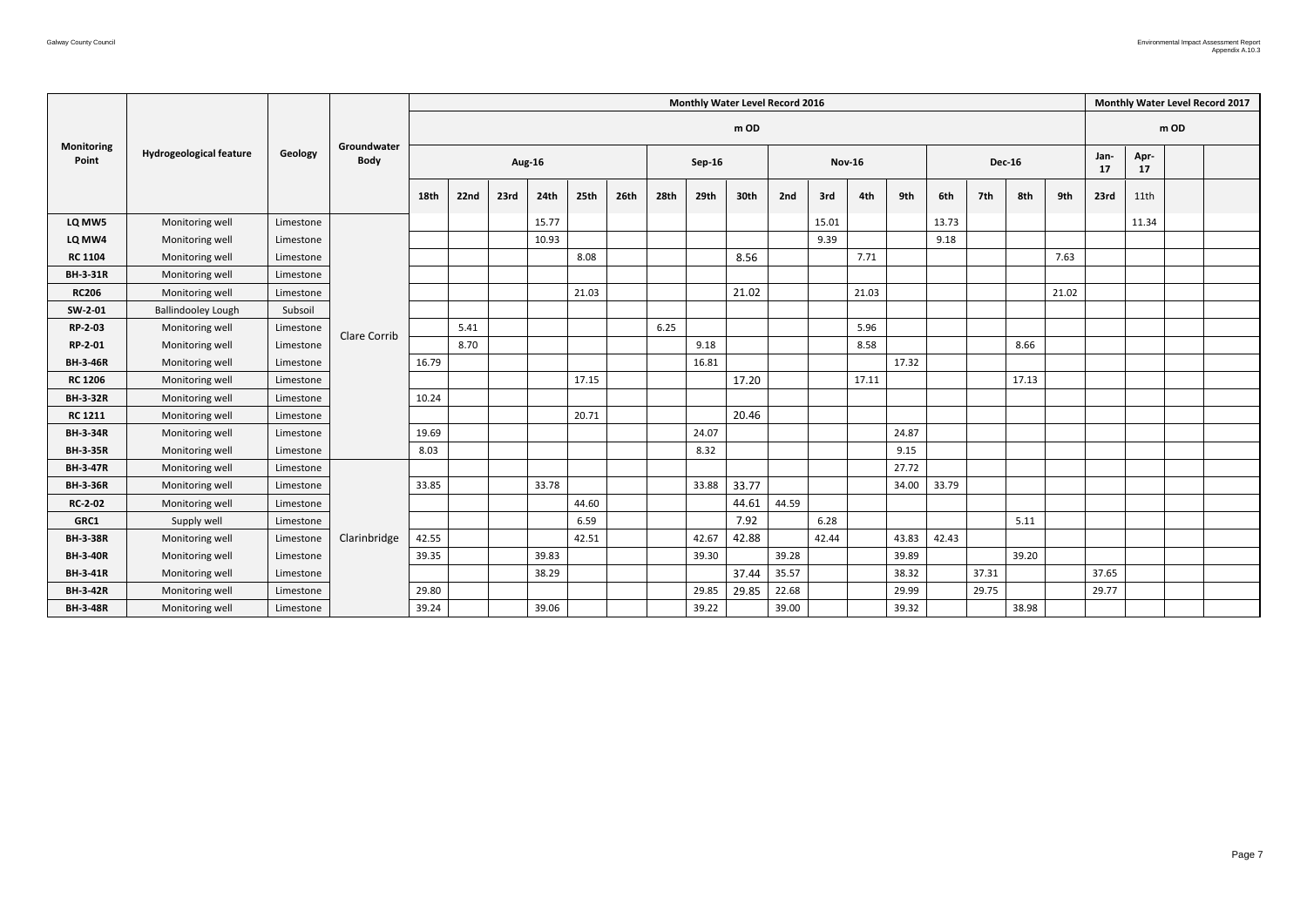| Monitoring Point | Hydrogeological feature | Geology | Groundwater Body | Monthly Water Level Record 2016 | | | | | | | | | | | | | | | | | Monthly Water Level Record 2017 | | | |
|---|---|---|---|---|---|---|---|---|---|---|---|---|---|---|---|---|---|---|---|---|---|---|---|---|
| | | | | m OD | | | | | | | | | | | | | | | | | m OD | | | |
| | | | | Aug-16 | | | | | | Sep-16 | | | Nov-16 | | | | Dec-16 | | | | Jan-17 | Apr-17 | | |
| | | | | 18th | 22nd | 23rd | 24th | 25th | 26th | 28th | 29th | 30th | 2nd | 3rd | 4th | 9th | 6th | 7th | 8th | 9th | 23rd | 11th | | |
| LQ MW5 | Monitoring well | Limestone | Clare Corrib | | | | 15.77 | | | | | | | 15.01 | | | 13.73 | | | | | 11.34 | | |
| LQ MW4 | Monitoring well | Limestone | Clare Corrib | | | | 10.93 | | | | | | | 9.39 | | | 9.18 | | | | | | | |
| RC 1104 | Monitoring well | Limestone | Clare Corrib | | | | | 8.08 | | | | 8.56 | | | 7.71 | | | | | 7.63 | | | | |
| BH-3-31R | Monitoring well | Limestone | Clare Corrib | | | | | | | | | | | | | | | | | | | | | |
| RC206 | Monitoring well | Limestone | Clare Corrib | | | | | 21.03 | | | | 21.02 | | | 21.03 | | | | | 21.02 | | | | |
| SW-2-01 | Ballindooley Lough | Subsoil | Clare Corrib | | | | | | | | | | | | | | | | | | | | | |
| RP-2-03 | Monitoring well | Limestone | Clare Corrib | | 5.41 | | | | | 6.25 | | | | | 5.96 | | | | | | | | | |
| RP-2-01 | Monitoring well | Limestone | Clare Corrib | | 8.70 | | | | | | 9.18 | | | | 8.58 | | | | 8.66 | | | | | |
| BH-3-46R | Monitoring well | Limestone | Clare Corrib | 16.79 | | | | | | | 16.81 | | | | | 17.32 | | | | | | | | |
| RC 1206 | Monitoring well | Limestone | Clare Corrib | | | | | 17.15 | | | | 17.20 | | | 17.11 | | | | 17.13 | | | | | |
| BH-3-32R | Monitoring well | Limestone | Clare Corrib | 10.24 | | | | | | | | | | | | | | | | | | | | |
| RC 1211 | Monitoring well | Limestone | Clare Corrib | | | | | 20.71 | | | | 20.46 | | | | | | | | | | | | |
| BH-3-34R | Monitoring well | Limestone | Clare Corrib | 19.69 | | | | | | | 24.07 | | | | | 24.87 | | | | | | | | |
| BH-3-35R | Monitoring well | Limestone | Clare Corrib | 8.03 | | | | | | | 8.32 | | | | | 9.15 | | | | | | | | |
| BH-3-47R | Monitoring well | Limestone | Clarinbridge | | | | | | | | | | | | | 27.72 | | | | | | | | |
| BH-3-36R | Monitoring well | Limestone | Clarinbridge | 33.85 | | | 33.78 | | | | 33.88 | 33.77 | | | | 34.00 | 33.79 | | | | | | | |
| RC-2-02 | Monitoring well | Limestone | Clarinbridge | | | | | 44.60 | | | | 44.61 | 44.59 | | | | | | | | | | | |
| GRC1 | Supply well | Limestone | Clarinbridge | | | | | 6.59 | | | | 7.92 | | 6.28 | | | | | 5.11 | | | | | |
| BH-3-38R | Monitoring well | Limestone | Clarinbridge | 42.55 | | | | 42.51 | | | 42.67 | 42.88 | | 42.44 | | 43.83 | 42.43 | | | | | | | |
| BH-3-40R | Monitoring well | Limestone | Clarinbridge | 39.35 | | | 39.83 | | | | 39.30 | | 39.28 | | | 39.89 | | | 39.20 | | | | | |
| BH-3-41R | Monitoring well | Limestone | Clarinbridge | | | | 38.29 | | | | | 37.44 | 35.57 | | | 38.32 | | 37.31 | | | 37.65 | | | |
| BH-3-42R | Monitoring well | Limestone | Clarinbridge | 29.80 | | | | | | | 29.85 | 29.85 | 22.68 | | | 29.99 | | 29.75 | | | 29.77 | | | |
| BH-3-48R | Monitoring well | Limestone | Clarinbridge | 39.24 | | | 39.06 | | | | 39.22 | | 39.00 | | | 39.32 | | | 38.98 | | | | | |